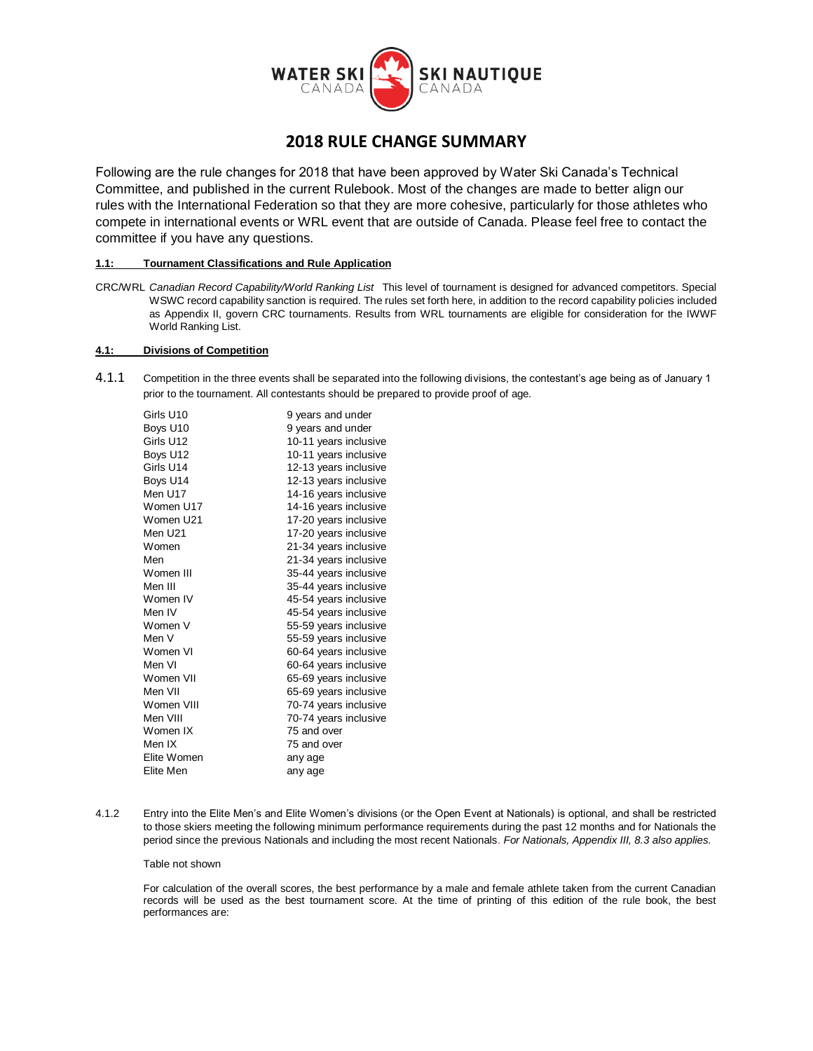WATER SKI CANADA SKI NAUTIQUE CANADA

# 2018 RULE CHANGE SUMMARY

Following are the rule changes for 2018 that have been approved by Water Ski Canada's Technical Committee, and published in the current Rulebook. Most of the changes are made to better align our rules with the International Federation so that they are more cohesive, particularly for those athletes who compete in international events or WRL event that are outside of Canada. Please feel free to contact the committee if you have any questions.

**1.1: Tournament Classifications and Rule Application**

CRC/WRL *Canadian Record Capability/World Ranking List* This level of tournament is designed for advanced competitors. Special WSWC record capability sanction is required. The rules set forth here, in addition to the record capability policies included as Appendix II, govern CRC tournaments. Results from WRL tournaments are eligible for consideration for the IWWF World Ranking List.

**4.1: Divisions of Competition**

4.1.1 Competition in the three events shall be separated into the following divisions, the contestant's age being as of January 1 prior to the tournament. All contestants should be prepared to provide proof of age.

| | |
|---|---|
| Girls U10 | 9 years and under |
| Boys U10 | 9 years and under |
| Girls U12 | 10-11 years inclusive |
| Boys U12 | 10-11 years inclusive |
| Girls U14 | 12-13 years inclusive |
| Boys U14 | 12-13 years inclusive |
| Men U17 | 14-16 years inclusive |
| Women U17 | 14-16 years inclusive |
| Women U21 | 17-20 years inclusive |
| Men U21 | 17-20 years inclusive |
| Women | 21-34 years inclusive |
| Men | 21-34 years inclusive |
| Women III | 35-44 years inclusive |
| Men III | 35-44 years inclusive |
| Women IV | 45-54 years inclusive |
| Men IV | 45-54 years inclusive |
| Women V | 55-59 years inclusive |
| Men V | 55-59 years inclusive |
| Women VI | 60-64 years inclusive |
| Men VI | 60-64 years inclusive |
| Women VII | 65-69 years inclusive |
| Men VII | 65-69 years inclusive |
| Women VIII | 70-74 years inclusive |
| Men VIII | 70-74 years inclusive |
| Women IX | 75 and over |
| Men IX | 75 and over |
| Elite Women | any age |
| Elite Men | any age |

4.1.2 Entry into the Elite Men's and Elite Women's divisions (or the Open Event at Nationals) is optional, and shall be restricted to those skiers meeting the following minimum performance requirements during the past 12 months and for Nationals the period since the previous Nationals and including the most recent Nationals. *For Nationals, Appendix III, 8.3 also applies.*

Table not shown

For calculation of the overall scores, the best performance by a male and female athlete taken from the current Canadian records will be used as the best tournament score. At the time of printing of this edition of the rule book, the best performances are: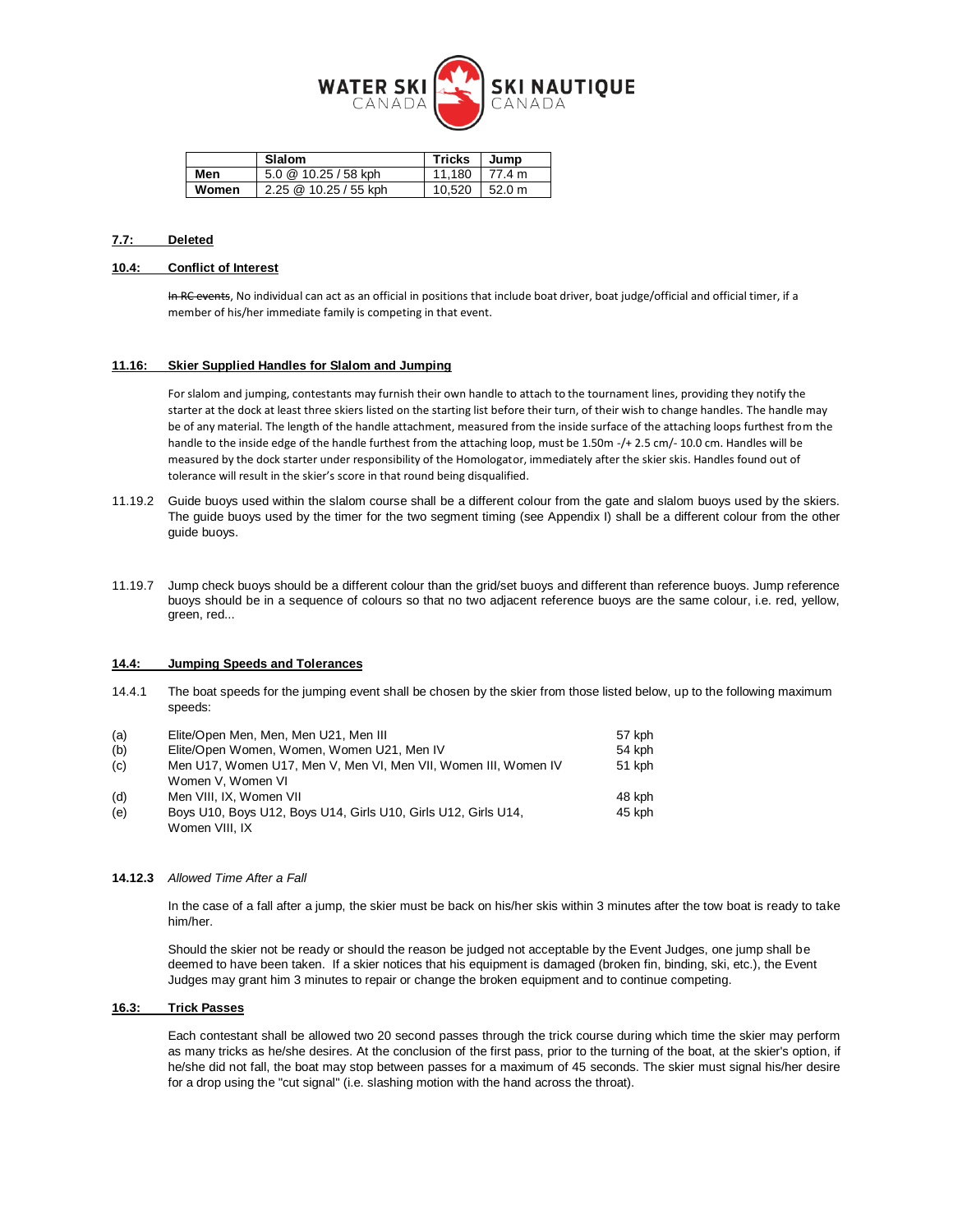|  | Slalom | Tricks | Jump |
|---|---|---|---|
| **Men** | 5.0 @ 10.25 / 58 kph | 11,180 | 77.4 m |
| **Women** | 2.25 @ 10.25 / 55 kph | 10,520 | 52.0 m |

**7.7: Deleted**

**10.4: Conflict of Interest**

~~In RC events~~, No individual can act as an official in positions that include boat driver, boat judge/official and official timer, if a member of his/her immediate family is competing in that event.

**11.16: Skier Supplied Handles for Slalom and Jumping**

For slalom and jumping, contestants may furnish their own handle to attach to the tournament lines, providing they notify the starter at the dock at least three skiers listed on the starting list before their turn, of their wish to change handles. The handle may be of any material. The length of the handle attachment, measured from the inside surface of the attaching loops furthest from the handle to the inside edge of the handle furthest from the attaching loop, must be 1.50m -/+ 2.5 cm/- 10.0 cm. Handles will be measured by the dock starter under responsibility of the Homologator, immediately after the skier skis. Handles found out of tolerance will result in the skier's score in that round being disqualified.

11.19.2 Guide buoys used within the slalom course shall be a different colour from the gate and slalom buoys used by the skiers. The guide buoys used by the timer for the two segment timing (see Appendix I) shall be a different colour from the other guide buoys.

11.19.7 Jump check buoys should be a different colour than the grid/set buoys and different than reference buoys. Jump reference buoys should be in a sequence of colours so that no two adjacent reference buoys are the same colour, i.e. red, yellow, green, red...

**14.4: Jumping Speeds and Tolerances**

14.4.1 The boat speeds for the jumping event shall be chosen by the skier from those listed below, up to the following maximum speeds:

(a) Elite/Open Men, Men, Men U21, Men III — 57 kph
(b) Elite/Open Women, Women, Women U21, Men IV — 54 kph
(c) Men U17, Women U17, Men V, Men VI, Men VII, Women III, Women IV Women V, Women VI — 51 kph
(d) Men VIII, IX, Women VII — 48 kph
(e) Boys U10, Boys U12, Boys U14, Girls U10, Girls U12, Girls U14, Women VIII, IX — 45 kph

**14.12.3** *Allowed Time After a Fall*

In the case of a fall after a jump, the skier must be back on his/her skis within 3 minutes after the tow boat is ready to take him/her.

Should the skier not be ready or should the reason be judged not acceptable by the Event Judges, one jump shall be deemed to have been taken. If a skier notices that his equipment is damaged (broken fin, binding, ski, etc.), the Event Judges may grant him 3 minutes to repair or change the broken equipment and to continue competing.

**16.3: Trick Passes**

Each contestant shall be allowed two 20 second passes through the trick course during which time the skier may perform as many tricks as he/she desires. At the conclusion of the first pass, prior to the turning of the boat, at the skier's option, if he/she did not fall, the boat may stop between passes for a maximum of 45 seconds. The skier must signal his/her desire for a drop using the "cut signal" (i.e. slashing motion with the hand across the throat).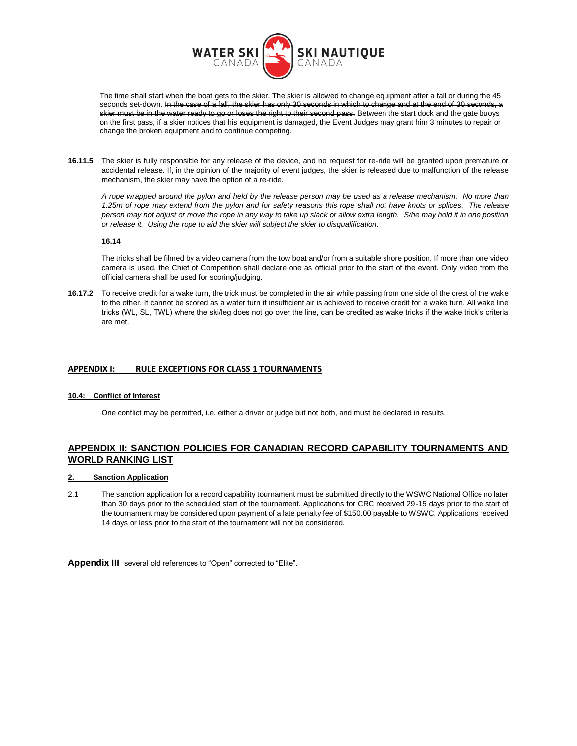The time shall start when the boat gets to the skier. The skier is allowed to change equipment after a fall or during the 45 seconds set-down. ~~In the case of a fall, the skier has only 30 seconds in which to change and at the end of 30 seconds, a skier must be in the water ready to go or loses the right to their second pass.~~ Between the start dock and the gate buoys on the first pass, if a skier notices that his equipment is damaged, the Event Judges may grant him 3 minutes to repair or change the broken equipment and to continue competing.

**16.11.5** The skier is fully responsible for any release of the device, and no request for re-ride will be granted upon premature or accidental release. If, in the opinion of the majority of event judges, the skier is released due to malfunction of the release mechanism, the skier may have the option of a re-ride.

*A rope wrapped around the pylon and held by the release person may be used as a release mechanism. No more than 1.25m of rope may extend from the pylon and for safety reasons this rope shall not have knots or splices. The release person may not adjust or move the rope in any way to take up slack or allow extra length. S/he may hold it in one position or release it. Using the rope to aid the skier will subject the skier to disqualification.*

**16.14**

The tricks shall be filmed by a video camera from the tow boat and/or from a suitable shore position. If more than one video camera is used, the Chief of Competition shall declare one as official prior to the start of the event. Only video from the official camera shall be used for scoring/judging.

**16.17.2** To receive credit for a wake turn, the trick must be completed in the air while passing from one side of the crest of the wake to the other. It cannot be scored as a water turn if insufficient air is achieved to receive credit for a wake turn. All wake line tricks (WL, SL, TWL) where the ski/leg does not go over the line, can be credited as wake tricks if the wake trick's criteria are met.

## APPENDIX I: RULE EXCEPTIONS FOR CLASS 1 TOURNAMENTS

**10.4: Conflict of Interest**

One conflict may be permitted, i.e. either a driver or judge but not both, and must be declared in results.

## APPENDIX II: SANCTION POLICIES FOR CANADIAN RECORD CAPABILITY TOURNAMENTS AND WORLD RANKING LIST

**2. Sanction Application**

2.1 The sanction application for a record capability tournament must be submitted directly to the WSWC National Office no later than 30 days prior to the scheduled start of the tournament. Applications for CRC received 29-15 days prior to the start of the tournament may be considered upon payment of a late penalty fee of $150.00 payable to WSWC. Applications received 14 days or less prior to the start of the tournament will not be considered.

**Appendix III** several old references to "Open" corrected to "Elite".